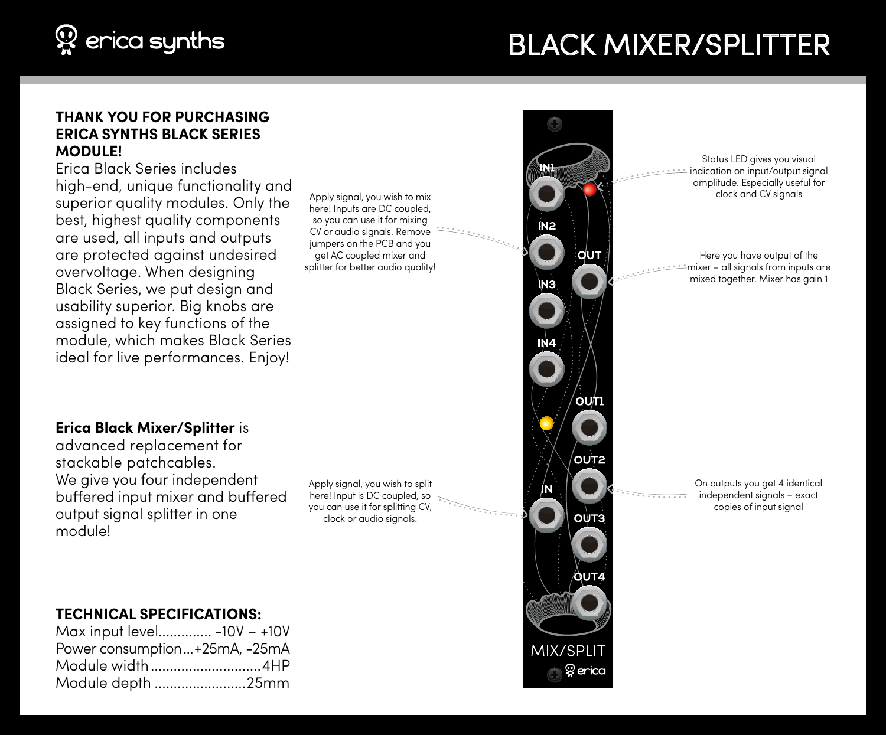# BLACK MIXER/SPLITTER

## THANK YOU FOR PURCHASING ERICA SYNTHS BLACK SERIES MODULE!

Erica Black Series includes high-end, unique functionality and superior quality modules. Only the best, highest quality components are used, all inputs and outputs are protected against undesired overvoltage. When designing Black Series, we put design and usability superior. Big knobs are assigned to key functions of the module, which makes Black Series ideal for live performances. Enjoy!

**Erica Black Mixer/Splitter** is advanced replacement for stackable patchcables.
We give you four independent buffered input mixer and buffered output signal splitter in one module!

## TECHNICAL SPECIFICATIONS:

Max input level.............. -10V – +10V
Power consumption...+25mA, -25mA
Module width.............................4HP
Module depth ........................25mm

Apply signal, you wish to mix here! Inputs are DC coupled, so you can use it for mixing CV or audio signals. Remove jumpers on the PCB and you get AC coupled mixer and splitter for better audio quality!

Apply signal, you wish to split here! Input is DC coupled, so you can use it for splitting CV, clock or audio signals.

Status LED gives you visual indication on input/output signal amplitude. Especially useful for clock and CV signals

Here you have output of the mixer – all signals from inputs are mixed together. Mixer has gain 1

On outputs you get 4 identical independent signals – exact copies of input signal

IN1, IN2, IN3, IN4, OUT, OUT1, OUT2, OUT3, OUT4, IN

MIX/SPLIT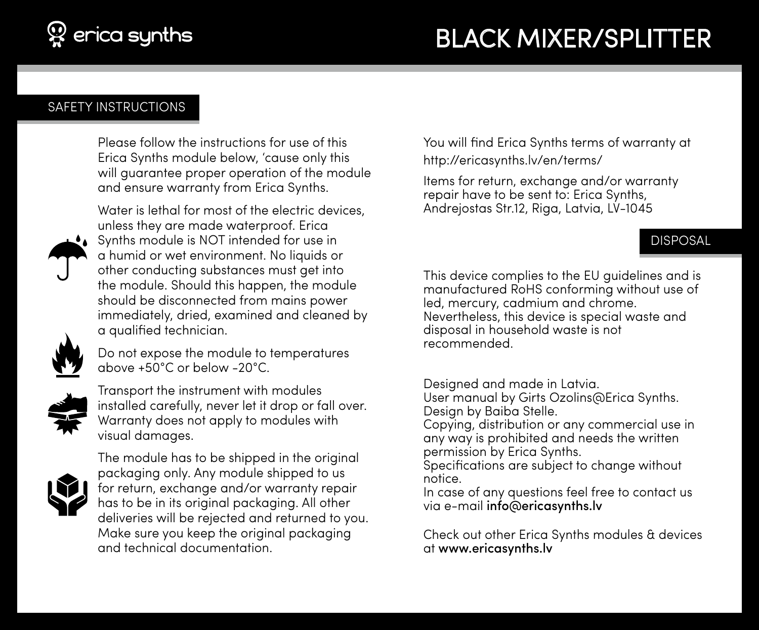## SAFETY INSTRUCTIONS

Please follow the instructions for use of this Erica Synths module below, 'cause only this will guarantee proper operation of the module and ensure warranty from Erica Synths.

Water is lethal for most of the electric devices, unless they are made waterproof. Erica Synths module is NOT intended for use in a humid or wet environment. No liquids or other conducting substances must get into the module. Should this happen, the module should be disconnected from mains power immediately, dried, examined and cleaned by a qualified technician.

Do not expose the module to temperatures above +50°C or below -20°C.

Transport the instrument with modules installed carefully, never let it drop or fall over. Warranty does not apply to modules with visual damages.

The module has to be shipped in the original packaging only. Any module shipped to us for return, exchange and/or warranty repair has to be in its original packaging. All other deliveries will be rejected and returned to you. Make sure you keep the original packaging and technical documentation.

You will find Erica Synths terms of warranty at http://ericasynths.lv/en/terms/

Items for return, exchange and/or warranty repair have to be sent to: Erica Synths, Andrejostas Str.12, Riga, Latvia, LV-1045

## DISPOSAL

This device complies to the EU guidelines and is manufactured RoHS conforming without use of led, mercury, cadmium and chrome. Nevertheless, this device is special waste and disposal in household waste is not recommended.

Designed and made in Latvia.
User manual by Girts Ozolins@Erica Synths.
Design by Baiba Stelle.
Copying, distribution or any commercial use in any way is prohibited and needs the written permission by Erica Synths.
Specifications are subject to change without notice.
In case of any questions feel free to contact us via e-mail **info@ericasynths.lv**

Check out other Erica Synths modules & devices at **www.ericasynths.lv**